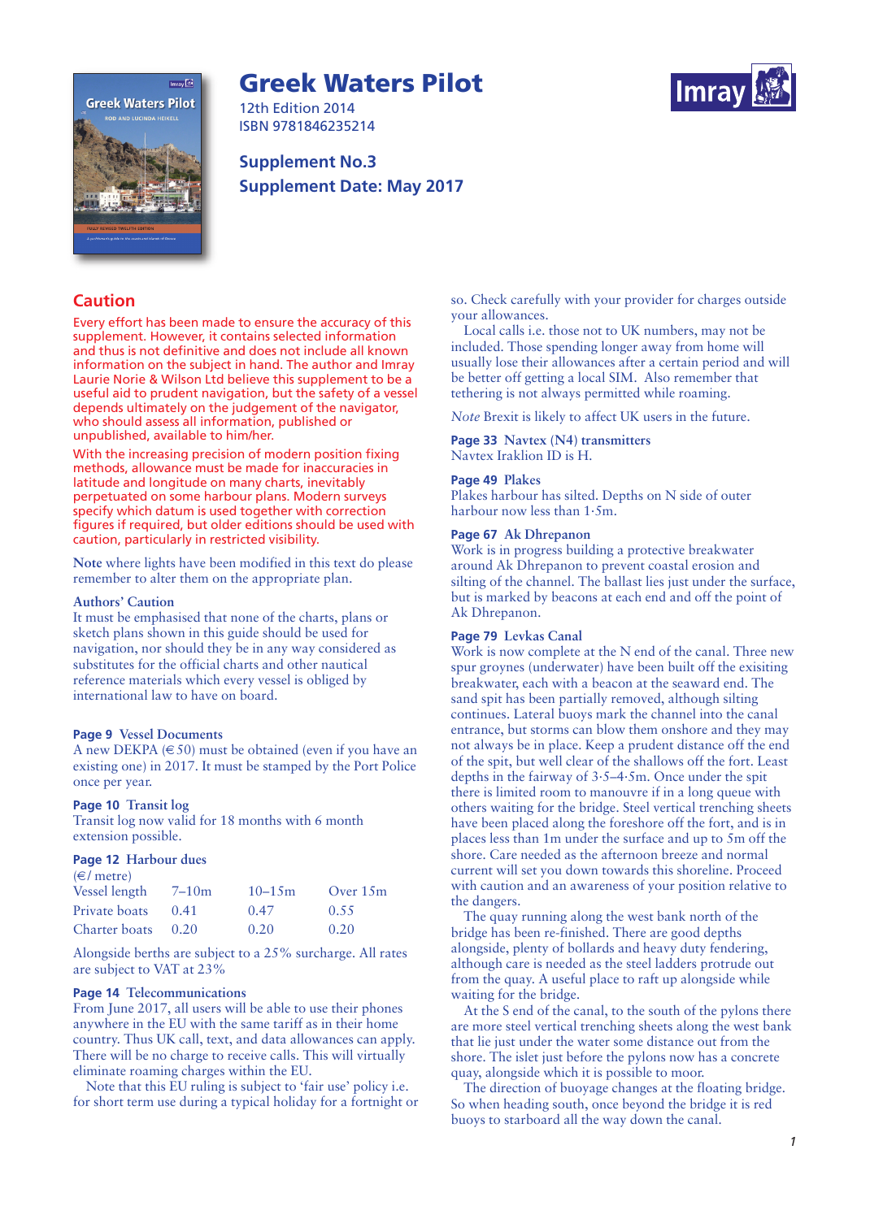# Greek Waters Pilot

12th Edition 2014
ISBN 9781846235214

## Supplement No.3
## Supplement Date: May 2017

## Caution

Every effort has been made to ensure the accuracy of this supplement. However, it contains selected information and thus is not definitive and does not include all known information on the subject in hand. The author and Imray Laurie Norie & Wilson Ltd believe this supplement to be a useful aid to prudent navigation, but the safety of a vessel depends ultimately on the judgement of the navigator, who should assess all information, published or unpublished, available to him/her.

With the increasing precision of modern position fixing methods, allowance must be made for inaccuracies in latitude and longitude on many charts, inevitably perpetuated on some harbour plans. Modern surveys specify which datum is used together with correction figures if required, but older editions should be used with caution, particularly in restricted visibility.

Note where lights have been modified in this text do please remember to alter them on the appropriate plan.

### Authors' Caution

It must be emphasised that none of the charts, plans or sketch plans shown in this guide should be used for navigation, nor should they be in any way considered as substitutes for the official charts and other nautical reference materials which every vessel is obliged by international law to have on board.

### Page 9 Vessel Documents

A new DEKPA (€ 50) must be obtained (even if you have an existing one) in 2017. It must be stamped by the Port Police once per year.

### Page 10 Transit log

Transit log now valid for 18 months with 6 month extension possible.

### Page 12 Harbour dues

(€/ metre)

| Vessel length | 7–10m | 10–15m | Over 15m |
|---|---|---|---|
| Private boats | 0.41 | 0.47 | 0.55 |
| Charter boats | 0.20 | 0.20 | 0.20 |

Alongside berths are subject to a 25% surcharge. All rates are subject to VAT at 23%

### Page 14 Telecommunications

From June 2017, all users will be able to use their phones anywhere in the EU with the same tariff as in their home country. Thus UK call, text, and data allowances can apply. There will be no charge to receive calls. This will virtually eliminate roaming charges within the EU.

Note that this EU ruling is subject to 'fair use' policy i.e. for short term use during a typical holiday for a fortnight or so. Check carefully with your provider for charges outside your allowances.

Local calls i.e. those not to UK numbers, may not be included. Those spending longer away from home will usually lose their allowances after a certain period and will be better off getting a local SIM. Also remember that tethering is not always permitted while roaming.

*Note* Brexit is likely to affect UK users in the future.

### Page 33 Navtex (N4) transmitters

Navtex Iraklion ID is H.

### Page 49 Plakes

Plakes harbour has silted. Depths on N side of outer harbour now less than 1·5m.

### Page 67 Ak Dhrepanon

Work is in progress building a protective breakwater around Ak Dhrepanon to prevent coastal erosion and silting of the channel. The ballast lies just under the surface, but is marked by beacons at each end and off the point of Ak Dhrepanon.

### Page 79 Levkas Canal

Work is now complete at the N end of the canal. Three new spur groynes (underwater) have been built off the exisiting breakwater, each with a beacon at the seaward end. The sand spit has been partially removed, although silting continues. Lateral buoys mark the channel into the canal entrance, but storms can blow them onshore and they may not always be in place. Keep a prudent distance off the end of the spit, but well clear of the shallows off the fort. Least depths in the fairway of 3·5–4·5m. Once under the spit there is limited room to manouvre if in a long queue with others waiting for the bridge. Steel vertical trenching sheets have been placed along the foreshore off the fort, and is in places less than 1m under the surface and up to 5m off the shore. Care needed as the afternoon breeze and normal current will set you down towards this shoreline. Proceed with caution and an awareness of your position relative to the dangers.

The quay running along the west bank north of the bridge has been re-finished. There are good depths alongside, plenty of bollards and heavy duty fendering, although care is needed as the steel ladders protrude out from the quay. A useful place to raft up alongside while waiting for the bridge.

At the S end of the canal, to the south of the pylons there are more steel vertical trenching sheets along the west bank that lie just under the water some distance out from the shore. The islet just before the pylons now has a concrete quay, alongside which it is possible to moor.

The direction of buoyage changes at the floating bridge. So when heading south, once beyond the bridge it is red buoys to starboard all the way down the canal.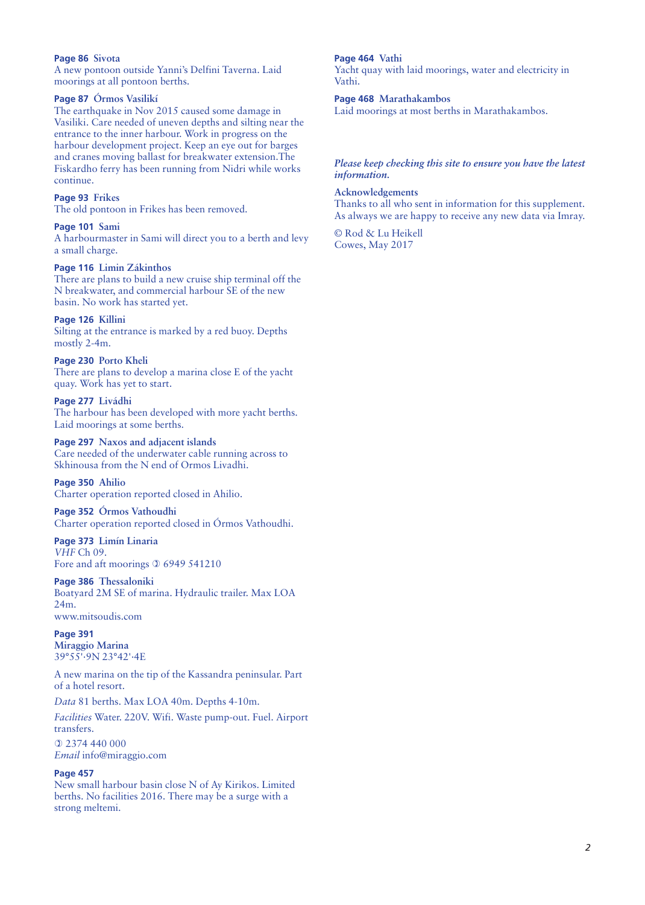**Page 86 Sivota**
A new pontoon outside Yanni's Delfini Taverna. Laid moorings at all pontoon berths.

**Page 87 Órmos Vasilikí**
The earthquake in Nov 2015 caused some damage in Vasiliki. Care needed of uneven depths and silting near the entrance to the inner harbour. Work in progress on the harbour development project. Keep an eye out for barges and cranes moving ballast for breakwater extension.The Fiskardho ferry has been running from Nidri while works continue.

**Page 93 Frikes**
The old pontoon in Frikes has been removed.

**Page 101 Sami**
A harbourmaster in Sami will direct you to a berth and levy a small charge.

**Page 116 Limin Zákinthos**
There are plans to build a new cruise ship terminal off the N breakwater, and commercial harbour SE of the new basin. No work has started yet.

**Page 126 Killini**
Silting at the entrance is marked by a red buoy. Depths mostly 2-4m.

**Page 230 Porto Kheli**
There are plans to develop a marina close E of the yacht quay. Work has yet to start.

**Page 277 Livádhi**
The harbour has been developed with more yacht berths. Laid moorings at some berths.

**Page 297 Naxos and adjacent islands**
Care needed of the underwater cable running across to Skhinousa from the N end of Ormos Livadhi.

**Page 350 Ahilio**
Charter operation reported closed in Ahilio.

**Page 352 Órmos Vathoudhi**
Charter operation reported closed in Órmos Vathoudhi.

**Page 373 Limín Linaria**
*VHF* Ch 09.
Fore and aft moorings ✆ 6949 541210

**Page 386 Thessaloniki**
Boatyard 2M SE of marina. Hydraulic trailer. Max LOA 24m.
www.mitsoudis.com

**Page 391**
**Miraggio Marina**
39°55'·9N 23°42'·4E

A new marina on the tip of the Kassandra peninsular. Part of a hotel resort.

*Data* 81 berths. Max LOA 40m. Depths 4-10m.

*Facilities* Water. 220V. Wifi. Waste pump-out. Fuel. Airport transfers.

✆ 2374 440 000
*Email* info@miraggio.com

**Page 457**
New small harbour basin close N of Ay Kirikos. Limited berths. No facilities 2016. There may be a surge with a strong meltemi.

**Page 464 Vathi**
Yacht quay with laid moorings, water and electricity in Vathi.

**Page 468 Marathakambos**
Laid moorings at most berths in Marathakambos.

***Please keep checking this site to ensure you have the latest information.***

**Acknowledgements**
Thanks to all who sent in information for this supplement. As always we are happy to receive any new data via Imray.

© Rod & Lu Heikell
Cowes, May 2017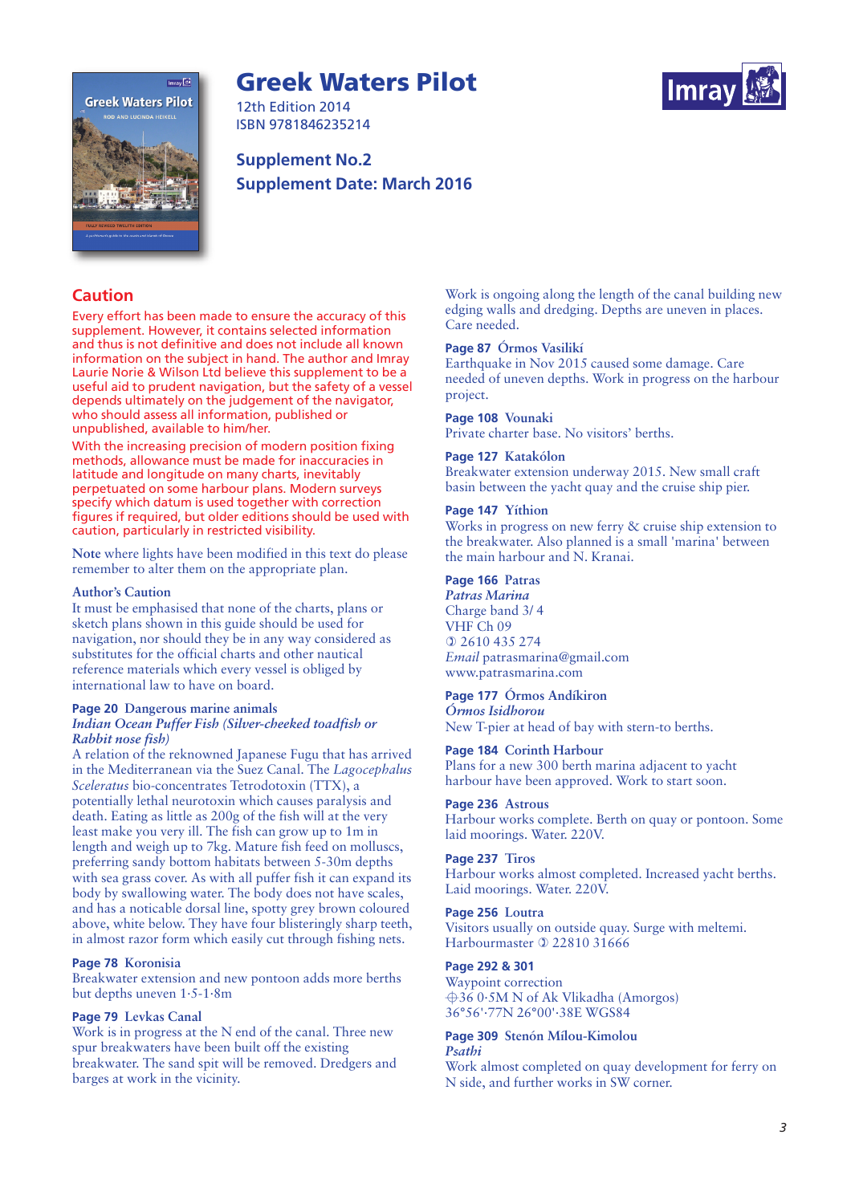# Greek Waters Pilot

12th Edition 2014
ISBN 9781846235214

**Supplement No.2**
**Supplement Date: March 2016**

## Caution

Every effort has been made to ensure the accuracy of this supplement. However, it contains selected information and thus is not definitive and does not include all known information on the subject in hand. The author and Imray Laurie Norie & Wilson Ltd believe this supplement to be a useful aid to prudent navigation, but the safety of a vessel depends ultimately on the judgement of the navigator, who should assess all information, published or unpublished, available to him/her.

With the increasing precision of modern position fixing methods, allowance must be made for inaccuracies in latitude and longitude on many charts, inevitably perpetuated on some harbour plans. Modern surveys specify which datum is used together with correction figures if required, but older editions should be used with caution, particularly in restricted visibility.

Note where lights have been modified in this text do please remember to alter them on the appropriate plan.

**Author's Caution**
It must be emphasised that none of the charts, plans or sketch plans shown in this guide should be used for navigation, nor should they be in any way considered as substitutes for the official charts and other nautical reference materials which every vessel is obliged by international law to have on board.

**Page 20 Dangerous marine animals**
*Indian Ocean Puffer Fish (Silver-cheeked toadfish or Rabbit nose fish)*
A relation of the reknowned Japanese Fugu that has arrived in the Mediterranean via the Suez Canal. The *Lagocephalus Sceleratus* bio-concentrates Tetrodotoxin (TTX), a potentially lethal neurotoxin which causes paralysis and death. Eating as little as 200g of the fish will at the very least make you very ill. The fish can grow up to 1m in length and weigh up to 7kg. Mature fish feed on molluscs, preferring sandy bottom habitats between 5-30m depths with sea grass cover. As with all puffer fish it can expand its body by swallowing water. The body does not have scales, and has a noticable dorsal line, spotty grey brown coloured above, white below. They have four blisteringly sharp teeth, in almost razor form which easily cut through fishing nets.

**Page 78 Koronisia**
Breakwater extension and new pontoon adds more berths but depths uneven 1·5-1·8m

**Page 79 Levkas Canal**
Work is in progress at the N end of the canal. Three new spur breakwaters have been built off the existing breakwater. The sand spit will be removed. Dredgers and barges at work in the vicinity.

Work is ongoing along the length of the canal building new edging walls and dredging. Depths are uneven in places. Care needed.

**Page 87 Órmos Vasilikí**
Earthquake in Nov 2015 caused some damage. Care needed of uneven depths. Work in progress on the harbour project.

**Page 108 Vounaki**
Private charter base. No visitors' berths.

**Page 127 Katakólon**
Breakwater extension underway 2015. New small craft basin between the yacht quay and the cruise ship pier.

**Page 147 Yíthion**
Works in progress on new ferry & cruise ship extension to the breakwater. Also planned is a small 'marina' between the main harbour and N. Kranai.

**Page 166 Patras**
*Patras Marina*
Charge band 3/ 4
VHF Ch 09
✆ 2610 435 274
*Email* patrasmarina@gmail.com
www.patrasmarina.com

**Page 177 Órmos Andíkiron**
*Órmos Isidhorou*
New T-pier at head of bay with stern-to berths.

**Page 184 Corinth Harbour**
Plans for a new 300 berth marina adjacent to yacht harbour have been approved. Work to start soon.

**Page 236 Astrous**
Harbour works complete. Berth on quay or pontoon. Some laid moorings. Water. 220V.

**Page 237 Tiros**
Harbour works almost completed. Increased yacht berths. Laid moorings. Water. 220V.

**Page 256 Loutra**
Visitors usually on outside quay. Surge with meltemi.
Harbourmaster ✆ 22810 31666

**Page 292 & 301**
Waypoint correction
⊕36 0·5M N of Ak Vlikadha (Amorgos)
36°56'·77N 26°00'·38E WGS84

**Page 309 Stenón Mílou-Kimolou**
*Psathi*
Work almost completed on quay development for ferry on N side, and further works in SW corner.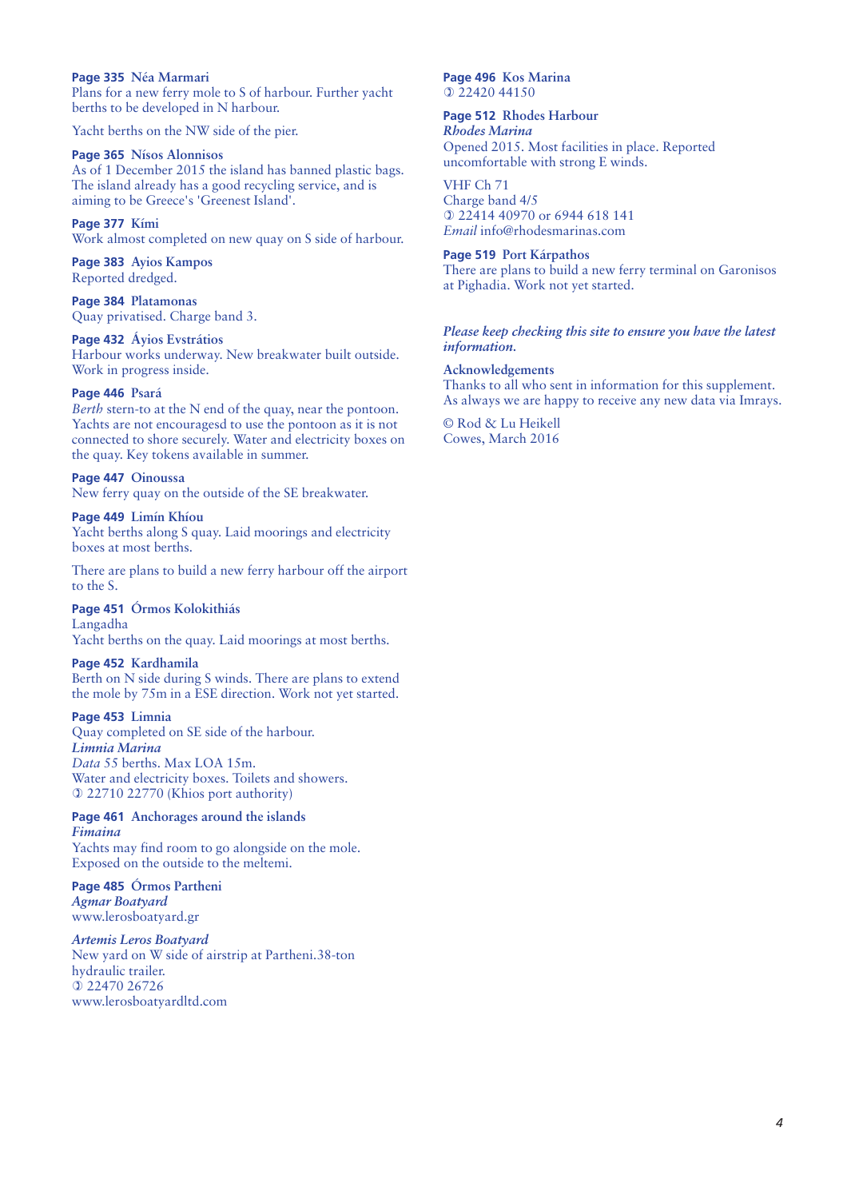**Page 335** Néa Marmari
Plans for a new ferry mole to S of harbour. Further yacht berths to be developed in N harbour.

Yacht berths on the NW side of the pier.

**Page 365** Nísos Alonnisos
As of 1 December 2015 the island has banned plastic bags. The island already has a good recycling service, and is aiming to be Greece's 'Greenest Island'.

**Page 377** Kími
Work almost completed on new quay on S side of harbour.

**Page 383** Ayios Kampos
Reported dredged.

**Page 384** Platamonas
Quay privatised. Charge band 3.

**Page 432** Áyios Evstrátios
Harbour works underway. New breakwater built outside. Work in progress inside.

**Page 446** Psará
*Berth* stern-to at the N end of the quay, near the pontoon. Yachts are not encouragesd to use the pontoon as it is not connected to shore securely. Water and electricity boxes on the quay. Key tokens available in summer.

**Page 447** Oinoussa
New ferry quay on the outside of the SE breakwater.

**Page 449** Limín Khíou
Yacht berths along S quay. Laid moorings and electricity boxes at most berths.

There are plans to build a new ferry harbour off the airport to the S.

**Page 451** Órmos Kolokithiás
Langadha
Yacht berths on the quay. Laid moorings at most berths.

**Page 452** Kardhamila
Berth on N side during S winds. There are plans to extend the mole by 75m in a ESE direction. Work not yet started.

**Page 453** Limnia
Quay completed on SE side of the harbour.
*Limnia Marina*
*Data* 55 berths. Max LOA 15m.
Water and electricity boxes. Toilets and showers.
✆ 22710 22770 (Khios port authority)

**Page 461** Anchorages around the islands
*Fimaina*
Yachts may find room to go alongside on the mole. Exposed on the outside to the meltemi.

**Page 485** Órmos Partheni
*Agmar Boatyard*
www.lerosboatyard.gr

*Artemis Leros Boatyard*
New yard on W side of airstrip at Partheni.38-ton hydraulic trailer.
✆ 22470 26726
www.lerosboatyardltd.com

**Page 496** Kos Marina
✆ 22420 44150

**Page 512** Rhodes Harbour
*Rhodes Marina*
Opened 2015. Most facilities in place. Reported uncomfortable with strong E winds.

VHF Ch 71
Charge band 4/5
✆ 22414 40970 or 6944 618 141
*Email* info@rhodesmarinas.com

**Page 519** Port Kárpathos
There are plans to build a new ferry terminal on Garonisos at Pighadia. Work not yet started.

*Please keep checking this site to ensure you have the latest information.*

**Acknowledgements**
Thanks to all who sent in information for this supplement. As always we are happy to receive any new data via Imrays.

© Rod & Lu Heikell
Cowes, March 2016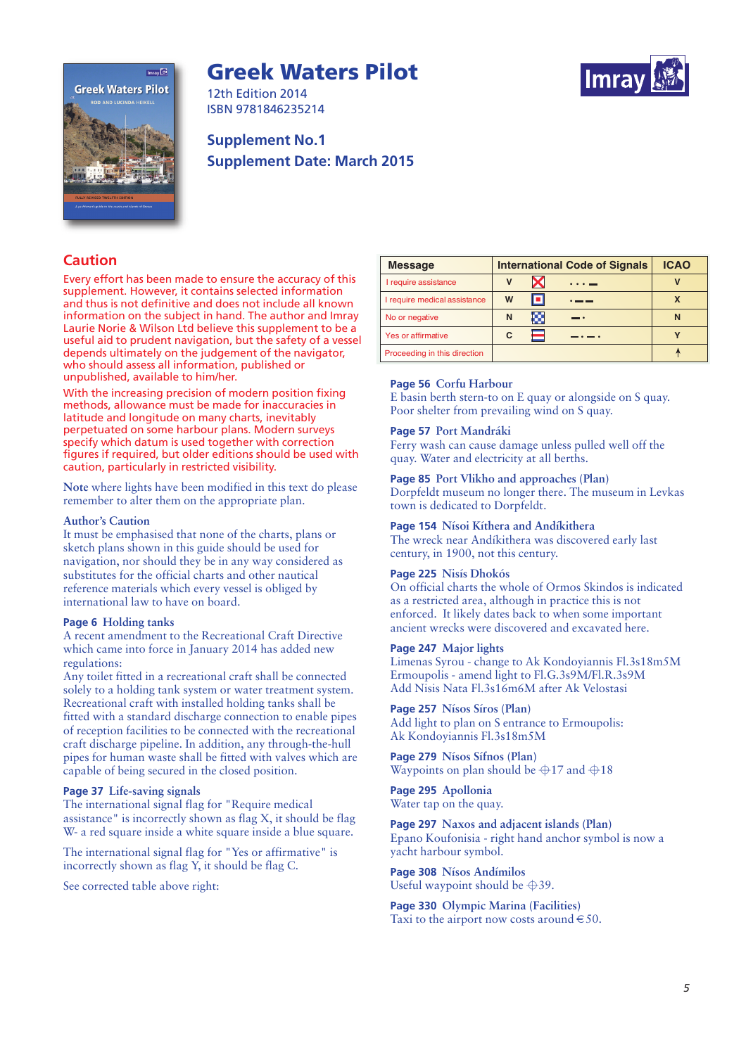# Greek Waters Pilot

12th Edition 2014
ISBN 9781846235214

**Supplement No.1**
**Supplement Date: March 2015**

## Caution

Every effort has been made to ensure the accuracy of this supplement. However, it contains selected information and thus is not definitive and does not include all known information on the subject in hand. The author and Imray Laurie Norie & Wilson Ltd believe this supplement to be a useful aid to prudent navigation, but the safety of a vessel depends ultimately on the judgement of the navigator, who should assess all information, published or unpublished, available to him/her.

With the increasing precision of modern position fixing methods, allowance must be made for inaccuracies in latitude and longitude on many charts, inevitably perpetuated on some harbour plans. Modern surveys specify which datum is used together with correction figures if required, but older editions should be used with caution, particularly in restricted visibility.

**Note** where lights have been modified in this text do please remember to alter them on the appropriate plan.

**Author's Caution**
It must be emphasised that none of the charts, plans or sketch plans shown in this guide should be used for navigation, nor should they be in any way considered as substitutes for the official charts and other nautical reference materials which every vessel is obliged by international law to have on board.

**Page 6 Holding tanks**
A recent amendment to the Recreational Craft Directive which came into force in January 2014 has added new regulations:
Any toilet fitted in a recreational craft shall be connected solely to a holding tank system or water treatment system. Recreational craft with installed holding tanks shall be fitted with a standard discharge connection to enable pipes of reception facilities to be connected with the recreational craft discharge pipeline. In addition, any through-the-hull pipes for human waste shall be fitted with valves which are capable of being secured in the closed position.

**Page 37 Life-saving signals**
The international signal flag for "Require medical assistance" is incorrectly shown as flag X, it should be flag W- a red square inside a white square inside a blue square.

The international signal flag for "Yes or affirmative" is incorrectly shown as flag Y, it should be flag C.

See corrected table above right:

| Message | International Code of Signals | | | ICAO |
|---|---|---|---|---|
| I require assistance | V | [flag] | · · · — | V |
| I require medical assistance | W | [flag] | · — — | X |
| No or negative | N | [flag] | — · | N |
| Yes or affirmative | C | [flag] | — · — · | Y |
| Proceeding in this direction | | | | ↑ |

**Page 56 Corfu Harbour**
E basin berth stern-to on E quay or alongside on S quay. Poor shelter from prevailing wind on S quay.

**Page 57 Port Mandráki**
Ferry wash can cause damage unless pulled well off the quay. Water and electricity at all berths.

**Page 85 Port Vlikho and approaches (Plan)**
Dorpfeldt museum no longer there. The museum in Levkas town is dedicated to Dorpfeldt.

**Page 154 Nísoi Kíthera and Andíkithera**
The wreck near Andíkithera was discovered early last century, in 1900, not this century.

**Page 225 Nisís Dhokós**
On official charts the whole of Ormos Skindos is indicated as a restricted area, although in practice this is not enforced. It likely dates back to when some important ancient wrecks were discovered and excavated here.

**Page 247 Major lights**
Limenas Syrou - change to Ak Kondoyiannis Fl.3s18m5M
Ermoupolis - amend light to Fl.G.3s9M/Fl.R.3s9M
Add Nisis Nata Fl.3s16m6M after Ak Velostasi

**Page 257 Nísos Síros (Plan)**
Add light to plan on S entrance to Ermoupolis:
Ak Kondoyiannis Fl.3s18m5M

**Page 279 Nísos Sífnos (Plan)**
Waypoints on plan should be ⊕17 and ⊕18

**Page 295 Apollonia**
Water tap on the quay.

**Page 297 Naxos and adjacent islands (Plan)**
Epano Koufonisia - right hand anchor symbol is now a yacht harbour symbol.

**Page 308 Nísos Andímilos**
Useful waypoint should be ⊕39.

**Page 330 Olympic Marina (Facilities)**
Taxi to the airport now costs around €50.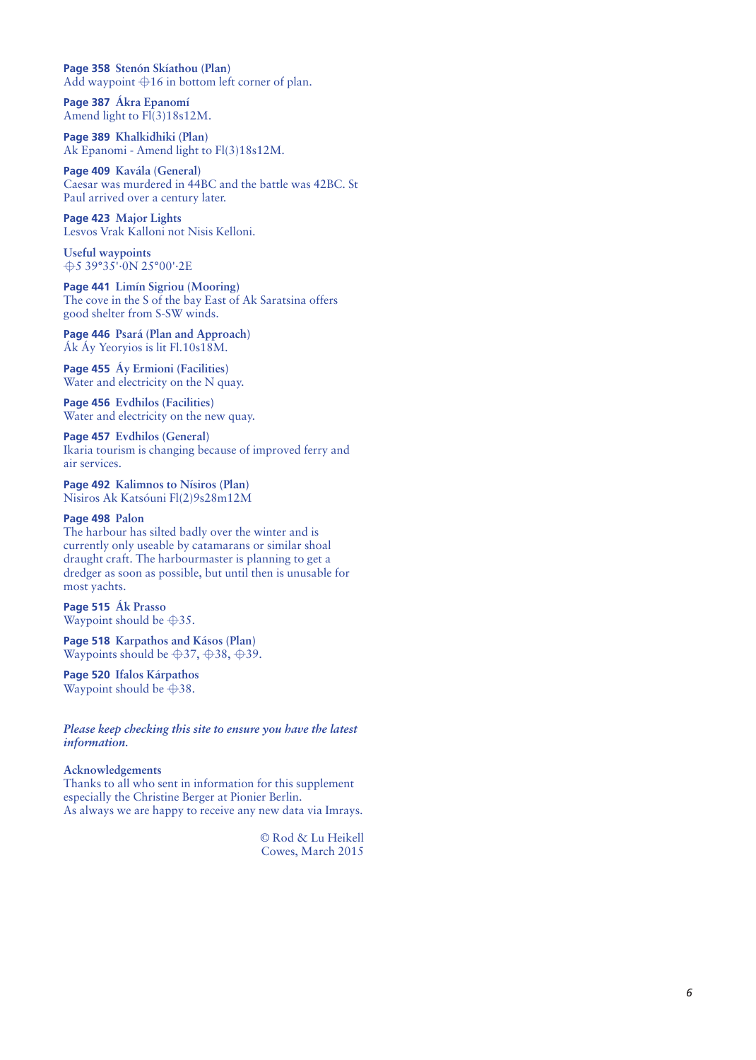**Page 358 Stenón Skíathou (Plan)**
Add waypoint ⊕16 in bottom left corner of plan.

**Page 387 Ákra Epanomí**
Amend light to Fl(3)18s12M.

**Page 389 Khalkidhiki (Plan)**
Ak Epanomi - Amend light to Fl(3)18s12M.

**Page 409 Kavála (General)**
Caesar was murdered in 44BC and the battle was 42BC. St Paul arrived over a century later.

**Page 423 Major Lights**
Lesvos Vrak Kalloni not Nisis Kelloni.

**Useful waypoints**
⊕5 39°35'·0N 25°00'·2E

**Page 441 Limín Sigriou (Mooring)**
The cove in the S of the bay East of Ak Saratsina offers good shelter from S-SW winds.

**Page 446 Psará (Plan and Approach)**
Ák Áy Yeoryios is lit Fl.10s18M.

**Page 455 Áy Ermioni (Facilities)**
Water and electricity on the N quay.

**Page 456 Evdhilos (Facilities)**
Water and electricity on the new quay.

**Page 457 Evdhilos (General)**
Ikaria tourism is changing because of improved ferry and air services.

**Page 492 Kalimnos to Nísiros (Plan)**
Nisiros Ak Katsóuni Fl(2)9s28m12M

**Page 498 Palon**
The harbour has silted badly over the winter and is currently only useable by catamarans or similar shoal draught craft. The harbourmaster is planning to get a dredger as soon as possible, but until then is unusable for most yachts.

**Page 515 Ák Prasso**
Waypoint should be ⊕35.

**Page 518 Karpathos and Kásos (Plan)**
Waypoints should be ⊕37, ⊕38, ⊕39.

**Page 520 Ifalos Kárpathos**
Waypoint should be ⊕38.

***Please keep checking this site to ensure you have the latest information.***

**Acknowledgements**
Thanks to all who sent in information for this supplement especially the Christine Berger at Pionier Berlin.
As always we are happy to receive any new data via Imrays.

© Rod & Lu Heikell
Cowes, March 2015